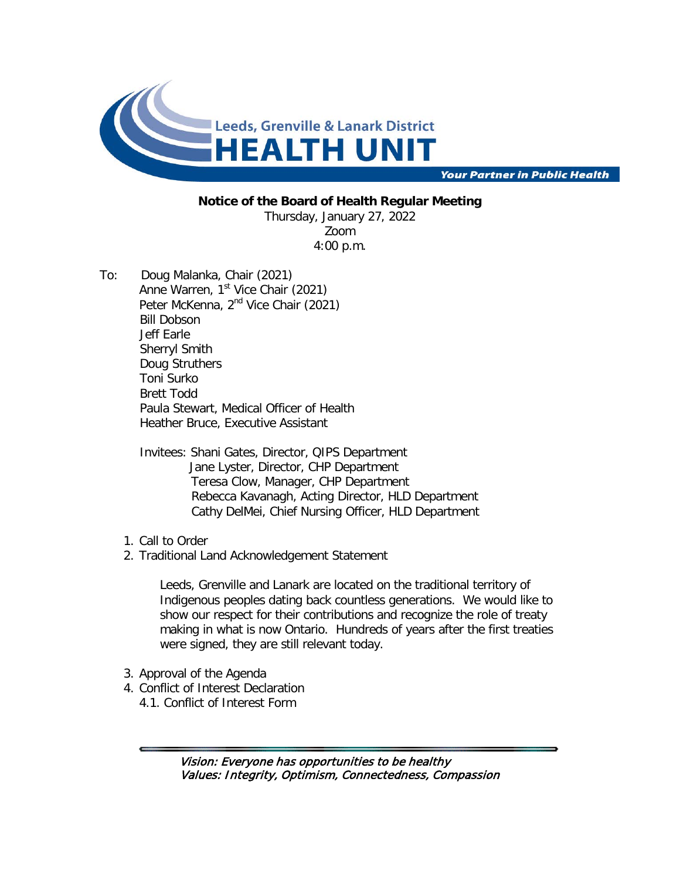Leeds, Grenville & Lanark District
# HEALTH UNIT
***Your Partner in Public Health***

**Notice of the Board of Health Regular Meeting**

Thursday, January 27, 2022
Zoom
4:00 p.m.

To: Doug Malanka, Chair (2021)
Anne Warren, 1st Vice Chair (2021)
Peter McKenna, 2nd Vice Chair (2021)
Bill Dobson
Jeff Earle
Sherryl Smith
Doug Struthers
Toni Surko
Brett Todd
Paula Stewart, Medical Officer of Health
Heather Bruce, Executive Assistant

Invitees: Shani Gates, Director, QIPS Department
Jane Lyster, Director, CHP Department
Teresa Clow, Manager, CHP Department
Rebecca Kavanagh, Acting Director, HLD Department
Cathy DelMei, Chief Nursing Officer, HLD Department

1. Call to Order
2. Traditional Land Acknowledgement Statement

   Leeds, Grenville and Lanark are located on the traditional territory of Indigenous peoples dating back countless generations. We would like to show our respect for their contributions and recognize the role of treaty making in what is now Ontario. Hundreds of years after the first treaties were signed, they are still relevant today.

3. Approval of the Agenda
4. Conflict of Interest Declaration
   4.1. Conflict of Interest Form

*Vision: Everyone has opportunities to be healthy*
*Values: Integrity, Optimism, Connectedness, Compassion*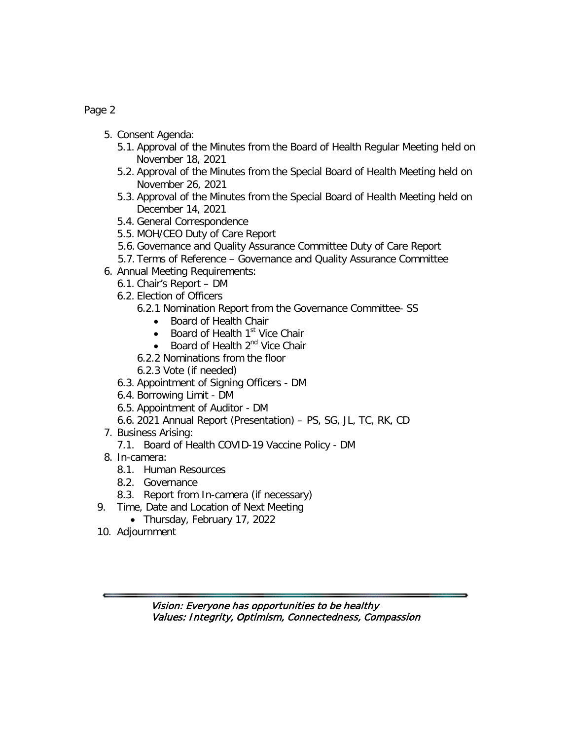5. Consent Agenda:
   - 5.1. Approval of the Minutes from the Board of Health Regular Meeting held on November 18, 2021
   - 5.2. Approval of the Minutes from the Special Board of Health Meeting held on November 26, 2021
   - 5.3. Approval of the Minutes from the Special Board of Health Meeting held on December 14, 2021
   - 5.4. General Correspondence
   - 5.5. MOH/CEO Duty of Care Report
   - 5.6. Governance and Quality Assurance Committee Duty of Care Report
   - 5.7. Terms of Reference – Governance and Quality Assurance Committee
6. Annual Meeting Requirements:
   - 6.1. Chair's Report – DM
   - 6.2. Election of Officers
     - 6.2.1 Nomination Report from the Governance Committee- SS
       - Board of Health Chair
       - Board of Health 1st Vice Chair
       - Board of Health 2nd Vice Chair
     - 6.2.2 Nominations from the floor
     - 6.2.3 Vote (if needed)
   - 6.3. Appointment of Signing Officers - DM
   - 6.4. Borrowing Limit - DM
   - 6.5. Appointment of Auditor - DM
   - 6.6. 2021 Annual Report (Presentation) – PS, SG, JL, TC, RK, CD
7. Business Arising:
   - 7.1. Board of Health COVID-19 Vaccine Policy - DM
8. In-camera:
   - 8.1. Human Resources
   - 8.2. Governance
   - 8.3. Report from In-camera (if necessary)
9. Time, Date and Location of Next Meeting
   - Thursday, February 17, 2022
10. Adjournment

---

*Vision: Everyone has opportunities to be healthy*
*Values: Integrity, Optimism, Connectedness, Compassion*